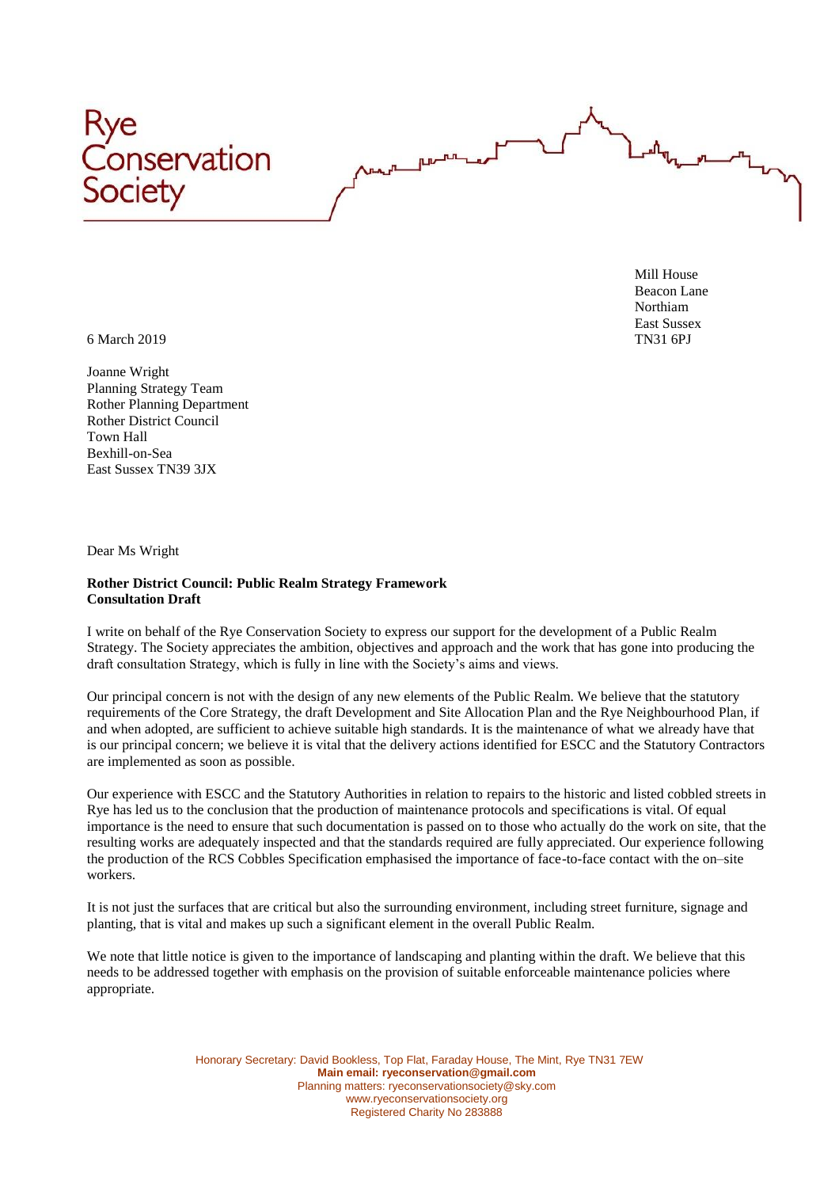Rye
Conservation
Society

Mill House
Beacon Lane
Northiam
East Sussex
TN31 6PJ

6 March 2019

Joanne Wright
Planning Strategy Team
Rother Planning Department
Rother District Council
Town Hall
Bexhill-on-Sea
East Sussex TN39 3JX

Dear Ms Wright

**Rother District Council: Public Realm Strategy Framework**
**Consultation Draft**

I write on behalf of the Rye Conservation Society to express our support for the development of a Public Realm Strategy. The Society appreciates the ambition, objectives and approach and the work that has gone into producing the draft consultation Strategy, which is fully in line with the Society's aims and views.

Our principal concern is not with the design of any new elements of the Public Realm. We believe that the statutory requirements of the Core Strategy, the draft Development and Site Allocation Plan and the Rye Neighbourhood Plan, if and when adopted, are sufficient to achieve suitable high standards. It is the maintenance of what we already have that is our principal concern; we believe it is vital that the delivery actions identified for ESCC and the Statutory Contractors are implemented as soon as possible.

Our experience with ESCC and the Statutory Authorities in relation to repairs to the historic and listed cobbled streets in Rye has led us to the conclusion that the production of maintenance protocols and specifications is vital. Of equal importance is the need to ensure that such documentation is passed on to those who actually do the work on site, that the resulting works are adequately inspected and that the standards required are fully appreciated. Our experience following the production of the RCS Cobbles Specification emphasised the importance of face-to-face contact with the on–site workers.

It is not just the surfaces that are critical but also the surrounding environment, including street furniture, signage and planting, that is vital and makes up such a significant element in the overall Public Realm.

We note that little notice is given to the importance of landscaping and planting within the draft. We believe that this needs to be addressed together with emphasis on the provision of suitable enforceable maintenance policies where appropriate.

Honorary Secretary: David Bookless, Top Flat, Faraday House, The Mint, Rye TN31 7EW
**Main email: ryeconservation@gmail.com**
Planning matters: ryeconservationsociety@sky.com
www.ryeconservationsociety.org
Registered Charity No 283888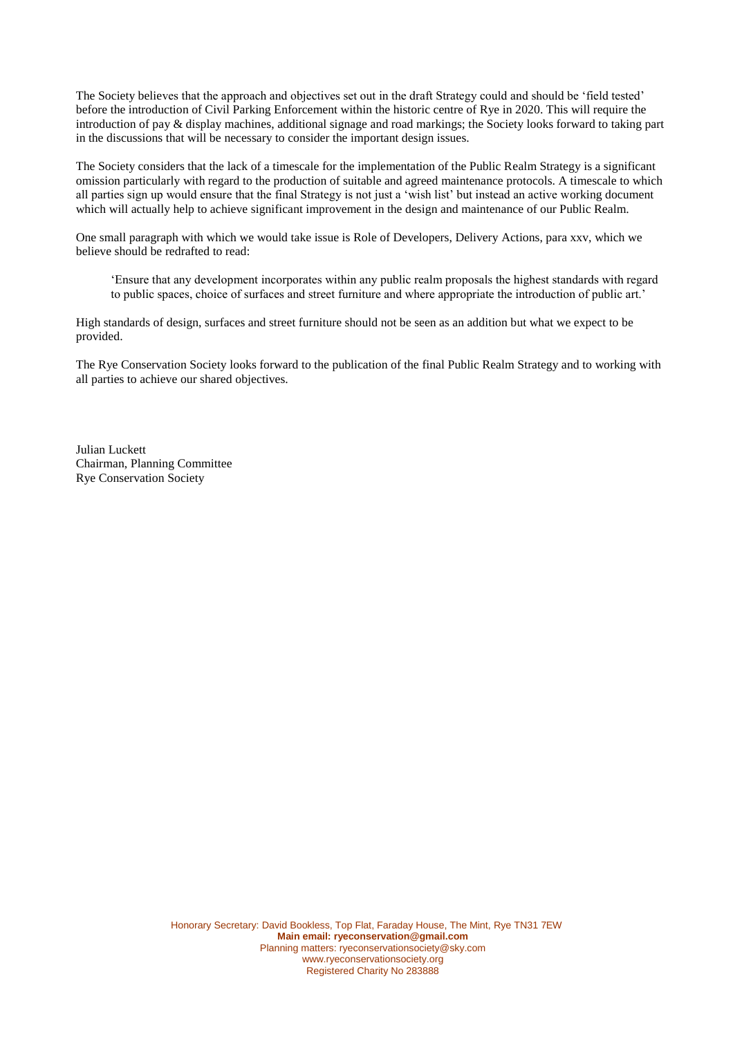The Society believes that the approach and objectives set out in the draft Strategy could and should be 'field tested' before the introduction of Civil Parking Enforcement within the historic centre of Rye in 2020. This will require the introduction of pay & display machines, additional signage and road markings; the Society looks forward to taking part in the discussions that will be necessary to consider the important design issues.

The Society considers that the lack of a timescale for the implementation of the Public Realm Strategy is a significant omission particularly with regard to the production of suitable and agreed maintenance protocols. A timescale to which all parties sign up would ensure that the final Strategy is not just a 'wish list' but instead an active working document which will actually help to achieve significant improvement in the design and maintenance of our Public Realm.

One small paragraph with which we would take issue is Role of Developers, Delivery Actions, para xxv, which we believe should be redrafted to read:

> 'Ensure that any development incorporates within any public realm proposals the highest standards with regard to public spaces, choice of surfaces and street furniture and where appropriate the introduction of public art.'

High standards of design, surfaces and street furniture should not be seen as an addition but what we expect to be provided.

The Rye Conservation Society looks forward to the publication of the final Public Realm Strategy and to working with all parties to achieve our shared objectives.

Julian Luckett
Chairman, Planning Committee
Rye Conservation Society

Honorary Secretary: David Bookless, Top Flat, Faraday House, The Mint, Rye TN31 7EW
**Main email: ryeconservation@gmail.com**
Planning matters: ryeconservationsociety@sky.com
www.ryeconservationsociety.org
Registered Charity No 283888